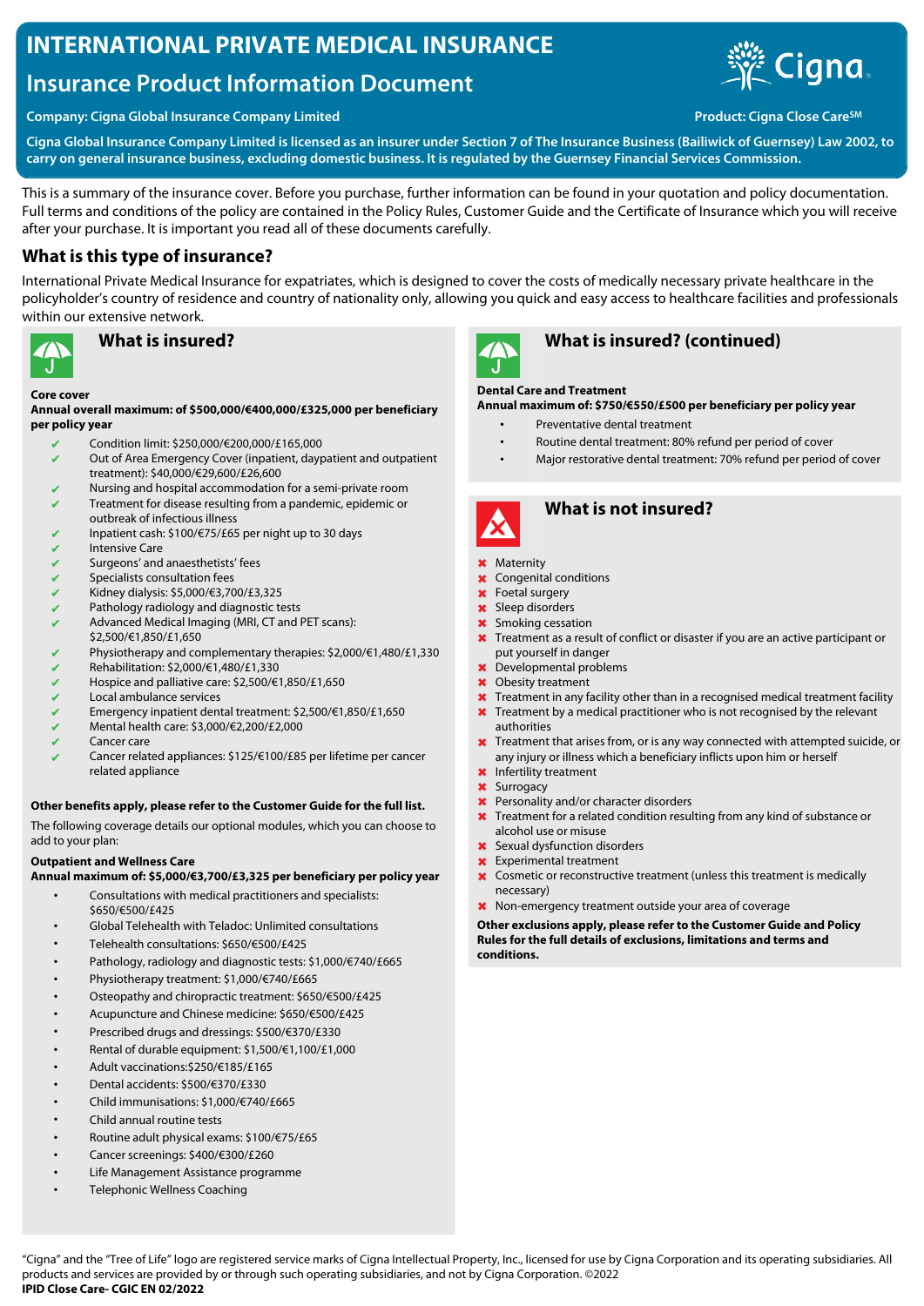# INTERNATIONAL PRIVATE MEDICAL INSURANCE

## Insurance Product Information Document

**Company: Cigna Global Insurance Company Limited**

**Product: Cigna Close Care℠**

**Cigna Global Insurance Company Limited is licensed as an insurer under Section 7 of The Insurance Business (Bailiwick of Guernsey) Law 2002, to carry on general insurance business, excluding domestic business. It is regulated by the Guernsey Financial Services Commission.**

This is a summary of the insurance cover. Before you purchase, further information can be found in your quotation and policy documentation. Full terms and conditions of the policy are contained in the Policy Rules, Customer Guide and the Certificate of Insurance which you will receive after your purchase. It is important you read all of these documents carefully.

## What is this type of insurance?

International Private Medical Insurance for expatriates, which is designed to cover the costs of medically necessary private healthcare in the policyholder's country of residence and country of nationality only, allowing you quick and easy access to healthcare facilities and professionals within our extensive network.

### What is insured?

**Core cover**
**Annual overall maximum: of $500,000/€400,000/£325,000 per beneficiary per policy year**

- ✔ Condition limit: $250,000/€200,000/£165,000
- ✔ Out of Area Emergency Cover (inpatient, daypatient and outpatient treatment): $40,000/€29,600/£26,600
- ✔ Nursing and hospital accommodation for a semi-private room
- ✔ Treatment for disease resulting from a pandemic, epidemic or outbreak of infectious illness
- ✔ Inpatient cash: $100/€75/£65 per night up to 30 days
- ✔ Intensive Care
- ✔ Surgeons' and anaesthetists' fees
- ✔ Specialists consultation fees
- ✔ Kidney dialysis: $5,000/€3,700/£3,325
- ✔ Pathology radiology and diagnostic tests
- ✔ Advanced Medical Imaging (MRI, CT and PET scans): $2,500/€1,850/£1,650
- ✔ Physiotherapy and complementary therapies: $2,000/€1,480/£1,330
- ✔ Rehabilitation: $2,000/€1,480/£1,330
- ✔ Hospice and palliative care: $2,500/€1,850/£1,650
- ✔ Local ambulance services
- ✔ Emergency inpatient dental treatment: $2,500/€1,850/£1,650
- ✔ Mental health care: $3,000/€2,200/£2,000
- ✔ Cancer care
- ✔ Cancer related appliances: $125/€100/£85 per lifetime per cancer related appliance

**Other benefits apply, please refer to the Customer Guide for the full list.**

The following coverage details our optional modules, which you can choose to add to your plan:

**Outpatient and Wellness Care**
**Annual maximum of: $5,000/€3,700/£3,325 per beneficiary per policy year**

- Consultations with medical practitioners and specialists: $650/€500/£425
- Global Telehealth with Teladoc: Unlimited consultations
- Telehealth consultations: $650/€500/£425
- Pathology, radiology and diagnostic tests: $1,000/€740/£665
- Physiotherapy treatment: $1,000/€740/£665
- Osteopathy and chiropractic treatment: $650/€500/£425
- Acupuncture and Chinese medicine: $650/€500/£425
- Prescribed drugs and dressings: $500/€370/£330
- Rental of durable equipment: $1,500/€1,100/£1,000
- Adult vaccinations:$250/€185/£165
- Dental accidents: $500/€370/£330
- Child immunisations: $1,000/€740/£665
- Child annual routine tests
- Routine adult physical exams: $100/€75/£65
- Cancer screenings: $400/€300/£260
- Life Management Assistance programme
- Telephonic Wellness Coaching

### What is insured? (continued)

**Dental Care and Treatment**
**Annual maximum of: $750/€550/£500 per beneficiary per policy year**

- Preventative dental treatment
- Routine dental treatment: 80% refund per period of cover
- Major restorative dental treatment: 70% refund per period of cover

### What is not insured?

- ✖ Maternity
- ✖ Congenital conditions
- ✖ Foetal surgery
- ✖ Sleep disorders
- ✖ Smoking cessation
- ✖ Treatment as a result of conflict or disaster if you are an active participant or put yourself in danger
- ✖ Developmental problems
- ✖ Obesity treatment
- ✖ Treatment in any facility other than in a recognised medical treatment facility
- ✖ Treatment by a medical practitioner who is not recognised by the relevant authorities
- ✖ Treatment that arises from, or is any way connected with attempted suicide, or any injury or illness which a beneficiary inflicts upon him or herself
- ✖ Infertility treatment
- ✖ Surrogacy
- ✖ Personality and/or character disorders
- ✖ Treatment for a related condition resulting from any kind of substance or alcohol use or misuse
- ✖ Sexual dysfunction disorders
- ✖ Experimental treatment
- ✖ Cosmetic or reconstructive treatment (unless this treatment is medically necessary)
- ✖ Non-emergency treatment outside your area of coverage

**Other exclusions apply, please refer to the Customer Guide and Policy Rules for the full details of exclusions, limitations and terms and conditions.**

"Cigna" and the "Tree of Life" logo are registered service marks of Cigna Intellectual Property, Inc., licensed for use by Cigna Corporation and its operating subsidiaries. All products and services are provided by or through such operating subsidiaries, and not by Cigna Corporation. ©2022
**IPID Close Care- CGIC EN 02/2022**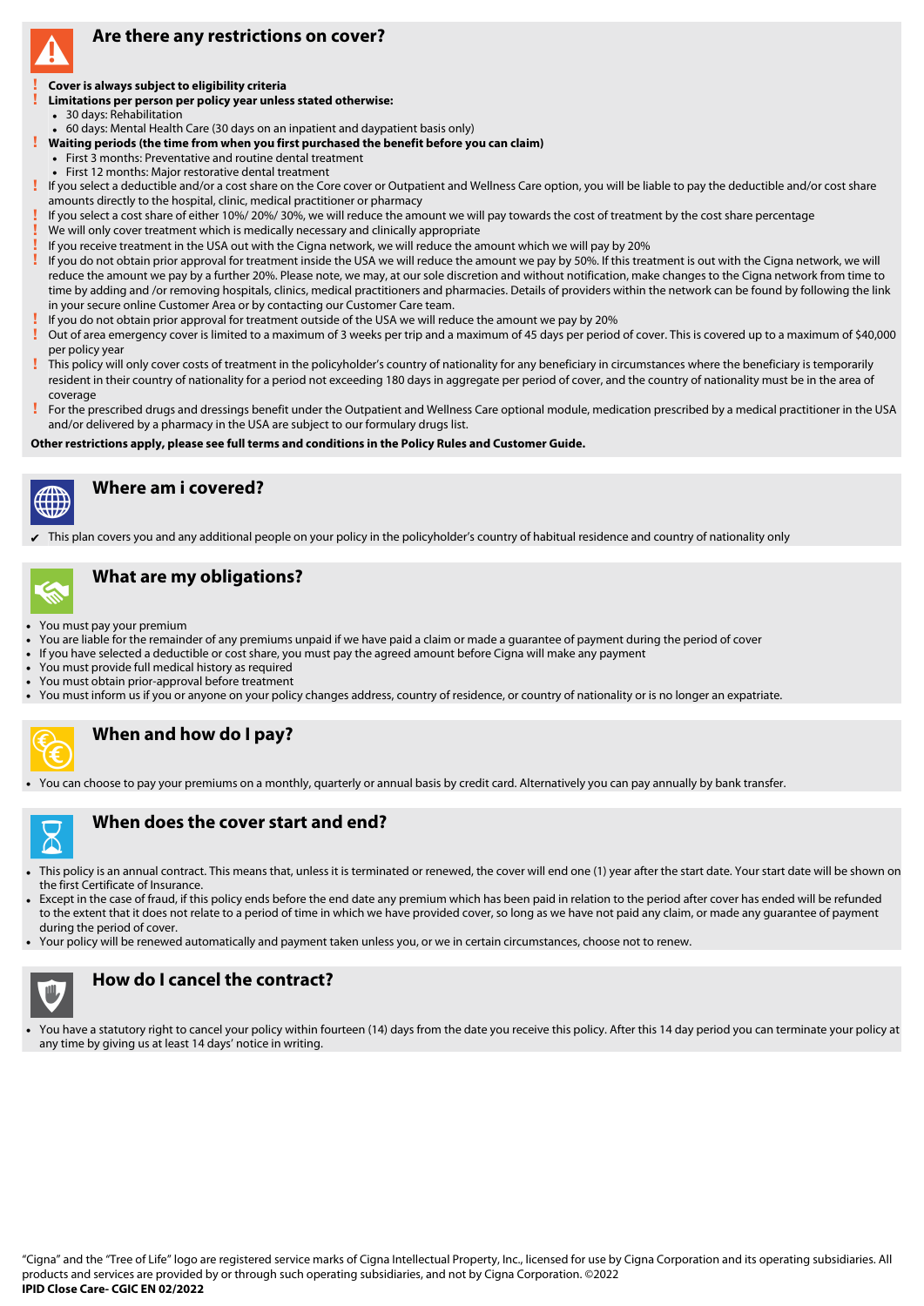## Are there any restrictions on cover?

- ! **Cover is always subject to eligibility criteria**
- ! **Limitations per person per policy year unless stated otherwise:**
  - 30 days: Rehabilitation
  - 60 days: Mental Health Care (30 days on an inpatient and daypatient basis only)
- ! **Waiting periods (the time from when you first purchased the benefit before you can claim)**
  - First 3 months: Preventative and routine dental treatment
  - First 12 months: Major restorative dental treatment
- ! If you select a deductible and/or a cost share on the Core cover or Outpatient and Wellness Care option, you will be liable to pay the deductible and/or cost share amounts directly to the hospital, clinic, medical practitioner or pharmacy
- ! If you select a cost share of either 10%/ 20%/ 30%, we will reduce the amount we will pay towards the cost of treatment by the cost share percentage
- ! We will only cover treatment which is medically necessary and clinically appropriate
- ! If you receive treatment in the USA out with the Cigna network, we will reduce the amount which we will pay by 20%
- ! If you do not obtain prior approval for treatment inside the USA we will reduce the amount we pay by 50%. If this treatment is out with the Cigna network, we will reduce the amount we pay by a further 20%. Please note, we may, at our sole discretion and without notification, make changes to the Cigna network from time to time by adding and /or removing hospitals, clinics, medical practitioners and pharmacies. Details of providers within the network can be found by following the link in your secure online Customer Area or by contacting our Customer Care team.
- ! If you do not obtain prior approval for treatment outside of the USA we will reduce the amount we pay by 20%
- ! Out of area emergency cover is limited to a maximum of 3 weeks per trip and a maximum of 45 days per period of cover. This is covered up to a maximum of $40,000 per policy year
- ! This policy will only cover costs of treatment in the policyholder's country of nationality for any beneficiary in circumstances where the beneficiary is temporarily resident in their country of nationality for a period not exceeding 180 days in aggregate per period of cover, and the country of nationality must be in the area of coverage
- ! For the prescribed drugs and dressings benefit under the Outpatient and Wellness Care optional module, medication prescribed by a medical practitioner in the USA and/or delivered by a pharmacy in the USA are subject to our formulary drugs list.

**Other restrictions apply, please see full terms and conditions in the Policy Rules and Customer Guide.**

## Where am i covered?

✔ This plan covers you and any additional people on your policy in the policyholder's country of habitual residence and country of nationality only

## What are my obligations?

- You must pay your premium
- You are liable for the remainder of any premiums unpaid if we have paid a claim or made a guarantee of payment during the period of cover
- If you have selected a deductible or cost share, you must pay the agreed amount before Cigna will make any payment
- You must provide full medical history as required
- You must obtain prior-approval before treatment
- You must inform us if you or anyone on your policy changes address, country of residence, or country of nationality or is no longer an expatriate.

## When and how do I pay?

- You can choose to pay your premiums on a monthly, quarterly or annual basis by credit card. Alternatively you can pay annually by bank transfer.

## When does the cover start and end?

- This policy is an annual contract. This means that, unless it is terminated or renewed, the cover will end one (1) year after the start date. Your start date will be shown on the first Certificate of Insurance.
- Except in the case of fraud, if this policy ends before the end date any premium which has been paid in relation to the period after cover has ended will be refunded to the extent that it does not relate to a period of time in which we have provided cover, so long as we have not paid any claim, or made any guarantee of payment during the period of cover.
- Your policy will be renewed automatically and payment taken unless you, or we in certain circumstances, choose not to renew.

## How do I cancel the contract?

- You have a statutory right to cancel your policy within fourteen (14) days from the date you receive this policy. After this 14 day period you can terminate your policy at any time by giving us at least 14 days' notice in writing.

"Cigna" and the "Tree of Life" logo are registered service marks of Cigna Intellectual Property, Inc., licensed for use by Cigna Corporation and its operating subsidiaries. All products and services are provided by or through such operating subsidiaries, and not by Cigna Corporation. ©2022

**IPID Close Care- CGIC EN 02/2022**